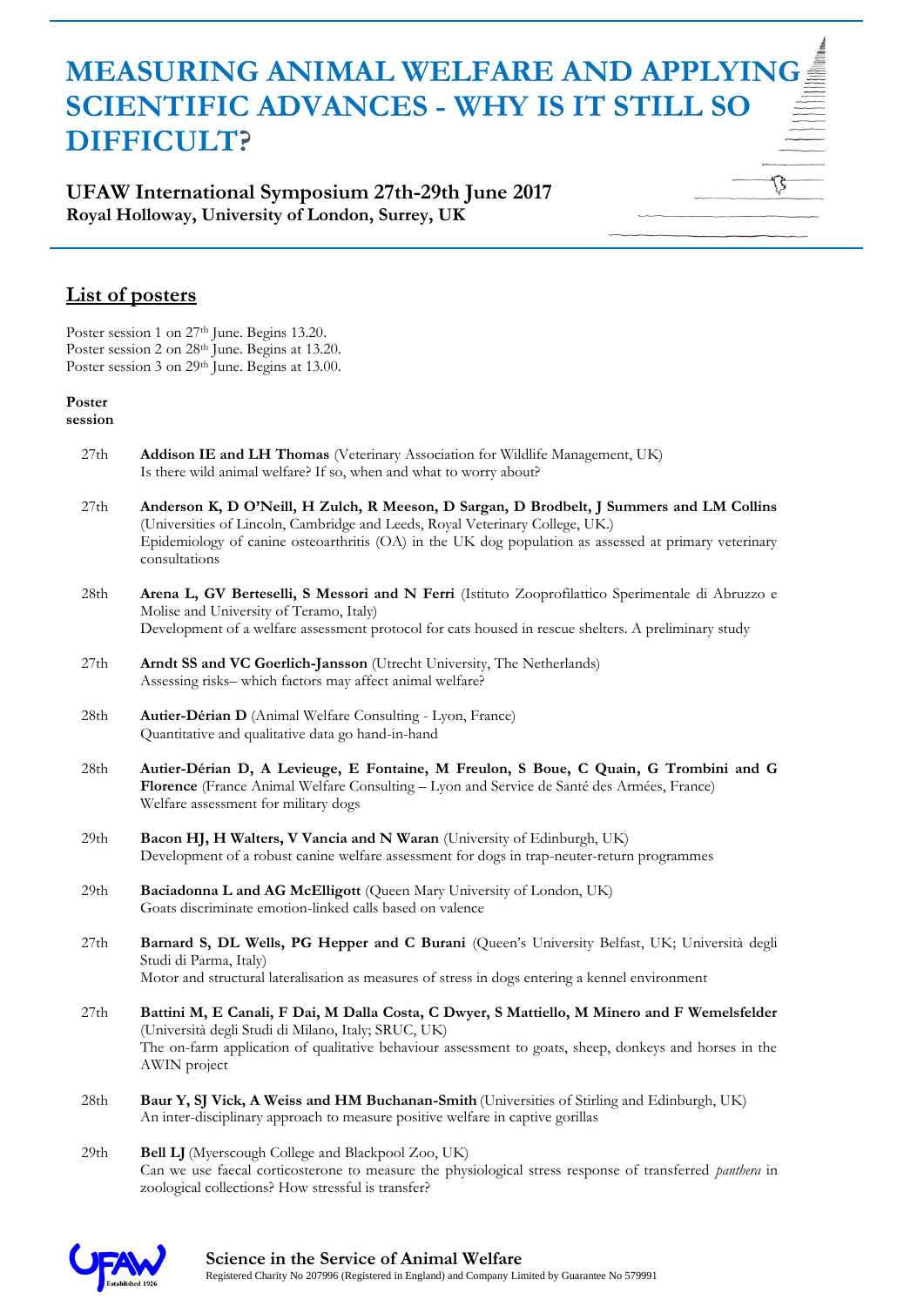# MEASURING ANIMAL WELFARE AND APPLYING SCIENTIFIC ADVANCES - WHY IS IT STILL SO DIFFICULT?

### UFAW International Symposium 27th-29th June 2017
**Royal Holloway, University of London, Surrey, UK**

## List of posters

Poster session 1 on 27th June. Begins 13.20.
Poster session 2 on 28th June. Begins at 13.20.
Poster session 3 on 29th June. Begins at 13.00.

| Poster session | |
|---|---|
| 27th | **Addison IE and LH Thomas** (Veterinary Association for Wildlife Management, UK)<br>Is there wild animal welfare? If so, when and what to worry about? |
| 27th | **Anderson K, D O'Neill, H Zulch, R Meeson, D Sargan, D Brodbelt, J Summers and LM Collins** (Universities of Lincoln, Cambridge and Leeds, Royal Veterinary College, UK.)<br>Epidemiology of canine osteoarthritis (OA) in the UK dog population as assessed at primary veterinary consultations |
| 28th | **Arena L, GV Berteselli, S Messori and N Ferri** (Istituto Zooprofilattico Sperimentale di Abruzzo e Molise and University of Teramo, Italy)<br>Development of a welfare assessment protocol for cats housed in rescue shelters. A preliminary study |
| 27th | **Arndt SS and VC Goerlich-Jansson** (Utrecht University, The Netherlands)<br>Assessing risks– which factors may affect animal welfare? |
| 28th | **Autier-Dérian D** (Animal Welfare Consulting - Lyon, France)<br>Quantitative and qualitative data go hand-in-hand |
| 28th | **Autier-Dérian D, A Levieuge, E Fontaine, M Freulon, S Boue, C Quain, G Trombini and G Florence** (France Animal Welfare Consulting – Lyon and Service de Santé des Armées, France)<br>Welfare assessment for military dogs |
| 29th | **Bacon HJ, H Walters, V Vancia and N Waran** (University of Edinburgh, UK)<br>Development of a robust canine welfare assessment for dogs in trap-neuter-return programmes |
| 29th | **Baciadonna L and AG McElligott** (Queen Mary University of London, UK)<br>Goats discriminate emotion-linked calls based on valence |
| 27th | **Barnard S, DL Wells, PG Hepper and C Burani** (Queen's University Belfast, UK; Università degli Studi di Parma, Italy)<br>Motor and structural lateralisation as measures of stress in dogs entering a kennel environment |
| 27th | **Battini M, E Canali, F Dai, M Dalla Costa, C Dwyer, S Mattiello, M Minero and F Wemelsfelder** (Università degli Studi di Milano, Italy; SRUC, UK)<br>The on-farm application of qualitative behaviour assessment to goats, sheep, donkeys and horses in the AWIN project |
| 28th | **Baur Y, SJ Vick, A Weiss and HM Buchanan-Smith** (Universities of Stirling and Edinburgh, UK)<br>An inter-disciplinary approach to measure positive welfare in captive gorillas |
| 29th | **Bell LJ** (Myerscough College and Blackpool Zoo, UK)<br>Can we use faecal corticosterone to measure the physiological stress response of transferred *panthera* in zoological collections? How stressful is transfer? |

**Science in the Service of Animal Welfare**
Registered Charity No 207996 (Registered in England) and Company Limited by Guarantee No 579991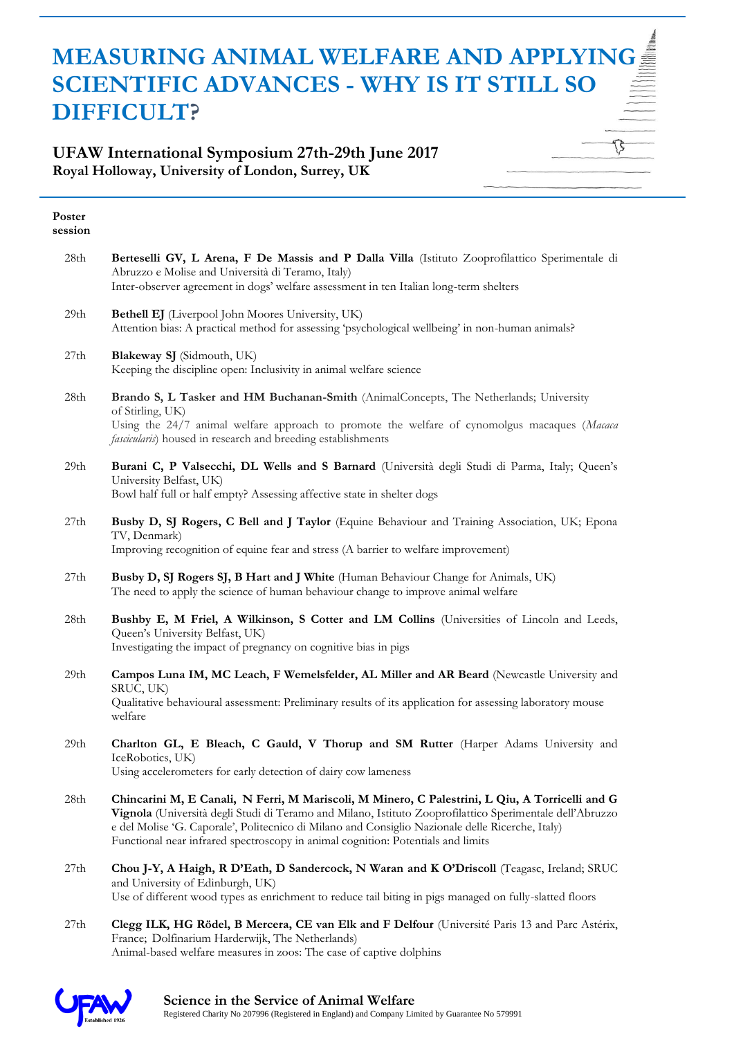# MEASURING ANIMAL WELFARE AND APPLYING SCIENTIFIC ADVANCES - WHY IS IT STILL SO DIFFICULT?

## UFAW International Symposium 27th-29th June 2017
**Royal Holloway, University of London, Surrey, UK**

**Poster session**

28th — **Berteselli GV, L Arena, F De Massis and P Dalla Villa** (Istituto Zooprofilattico Sperimentale di Abruzzo e Molise and Università di Teramo, Italy)
Inter-observer agreement in dogs' welfare assessment in ten Italian long-term shelters

29th — **Bethell EJ** (Liverpool John Moores University, UK)
Attention bias: A practical method for assessing 'psychological wellbeing' in non-human animals?

27th — **Blakeway SJ** (Sidmouth, UK)
Keeping the discipline open: Inclusivity in animal welfare science

28th — **Brando S, L Tasker and HM Buchanan-Smith** (AnimalConcepts, The Netherlands; University of Stirling, UK)
Using the 24/7 animal welfare approach to promote the welfare of cynomolgus macaques (*Macaca fascicularis*) housed in research and breeding establishments

29th — **Burani C, P Valsecchi, DL Wells and S Barnard** (Università degli Studi di Parma, Italy; Queen's University Belfast, UK)
Bowl half full or half empty? Assessing affective state in shelter dogs

27th — **Busby D, SJ Rogers, C Bell and J Taylor** (Equine Behaviour and Training Association, UK; Epona TV, Denmark)
Improving recognition of equine fear and stress (A barrier to welfare improvement)

27th — **Busby D, SJ Rogers SJ, B Hart and J White** (Human Behaviour Change for Animals, UK)
The need to apply the science of human behaviour change to improve animal welfare

28th — **Bushby E, M Friel, A Wilkinson, S Cotter and LM Collins** (Universities of Lincoln and Leeds, Queen's University Belfast, UK)
Investigating the impact of pregnancy on cognitive bias in pigs

29th — **Campos Luna IM, MC Leach, F Wemelsfelder, AL Miller and AR Beard** (Newcastle University and SRUC, UK)
Qualitative behavioural assessment: Preliminary results of its application for assessing laboratory mouse welfare

29th — **Charlton GL, E Bleach, C Gauld, V Thorup and SM Rutter** (Harper Adams University and IceRobotics, UK)
Using accelerometers for early detection of dairy cow lameness

28th — **Chincarini M, E Canali, N Ferri, M Mariscoli, M Minero, C Palestrini, L Qiu, A Torricelli and G Vignola** (Università degli Studi di Teramo and Milano, Istituto Zooprofilattico Sperimentale dell'Abruzzo e del Molise 'G. Caporale', Politecnico di Milano and Consiglio Nazionale delle Ricerche, Italy)
Functional near infrared spectroscopy in animal cognition: Potentials and limits

27th — **Chou J-Y, A Haigh, R D'Eath, D Sandercock, N Waran and K O'Driscoll** (Teagasc, Ireland; SRUC and University of Edinburgh, UK)
Use of different wood types as enrichment to reduce tail biting in pigs managed on fully-slatted floors

27th — **Clegg ILK, HG Rödel, B Mercera, CE van Elk and F Delfour** (Université Paris 13 and Parc Astérix, France; Dolfinarium Harderwijk, The Netherlands)
Animal-based welfare measures in zoos: The case of captive dolphins

**Science in the Service of Animal Welfare**
Registered Charity No 207996 (Registered in England) and Company Limited by Guarantee No 579991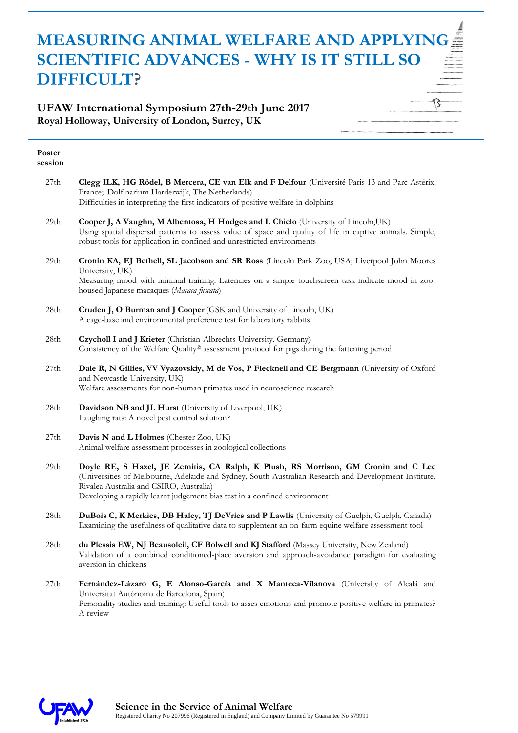# MEASURING ANIMAL WELFARE AND APPLYING SCIENTIFIC ADVANCES - WHY IS IT STILL SO DIFFICULT?

**UFAW International Symposium 27th-29th June 2017**
**Royal Holloway, University of London, Surrey, UK**

**Poster session**

| | |
|---|---|
| 27th | **Clegg ILK, HG Rödel, B Mercera, CE van Elk and F Delfour** (Université Paris 13 and Parc Astérix, France; Dolfinarium Harderwijk, The Netherlands)<br>Difficulties in interpreting the first indicators of positive welfare in dolphins |
| 29th | **Cooper J, A Vaughn, M Albentosa, H Hodges and L Chielo** (University of Lincoln,UK)<br>Using spatial dispersal patterns to assess value of space and quality of life in captive animals. Simple, robust tools for application in confined and unrestricted environments |
| 29th | **Cronin KA, EJ Bethell, SL Jacobson and SR Ross** (Lincoln Park Zoo, USA; Liverpool John Moores University, UK)<br>Measuring mood with minimal training: Latencies on a simple touchscreen task indicate mood in zoo-housed Japanese macaques (*Macaca fuscata*) |
| 28th | **Cruden J, O Burman and J Cooper** (GSK and University of Lincoln, UK)<br>A cage-base and environmental preference test for laboratory rabbits |
| 28th | **Czycholl I and J Krieter** (Christian-Albrechts-University, Germany)<br>Consistency of the Welfare Quality® assessment protocol for pigs during the fattening period |
| 27th | **Dale R, N Gillies, VV Vyazovskiy, M de Vos, P Flecknell and CE Bergmann** (University of Oxford and Newcastle University, UK)<br>Welfare assessments for non-human primates used in neuroscience research |
| 28th | **Davidson NB and JL Hurst** (University of Liverpool, UK)<br>Laughing rats: A novel pest control solution? |
| 27th | **Davis N and L Holmes** (Chester Zoo, UK)<br>Animal welfare assessment processes in zoological collections |
| 29th | **Doyle RE, S Hazel, JE Zemitis, CA Ralph, K Plush, RS Morrison, GM Cronin and C Lee** (Universities of Melbourne, Adelaide and Sydney, South Australian Research and Development Institute, Rivalea Australia and CSIRO, Australia)<br>Developing a rapidly learnt judgement bias test in a confined environment |
| 28th | **DuBois C, K Merkies, DB Haley, TJ DeVries and P Lawlis** (University of Guelph, Guelph, Canada)<br>Examining the usefulness of qualitative data to supplement an on-farm equine welfare assessment tool |
| 28th | **du Plessis EW, NJ Beausoleil, CF Bolwell and KJ Stafford** (Massey University, New Zealand)<br>Validation of a combined conditioned-place aversion and approach-avoidance paradigm for evaluating aversion in chickens |
| 27th | **Fernández-Lázaro G, E Alonso-García and X Manteca-Vilanova** (University of Alcalá and Universitat Autònoma de Barcelona, Spain)<br>Personality studies and training: Useful tools to asses emotions and promote positive welfare in primates? A review |

**Science in the Service of Animal Welfare**
Registered Charity No 207996 (Registered in England) and Company Limited by Guarantee No 579991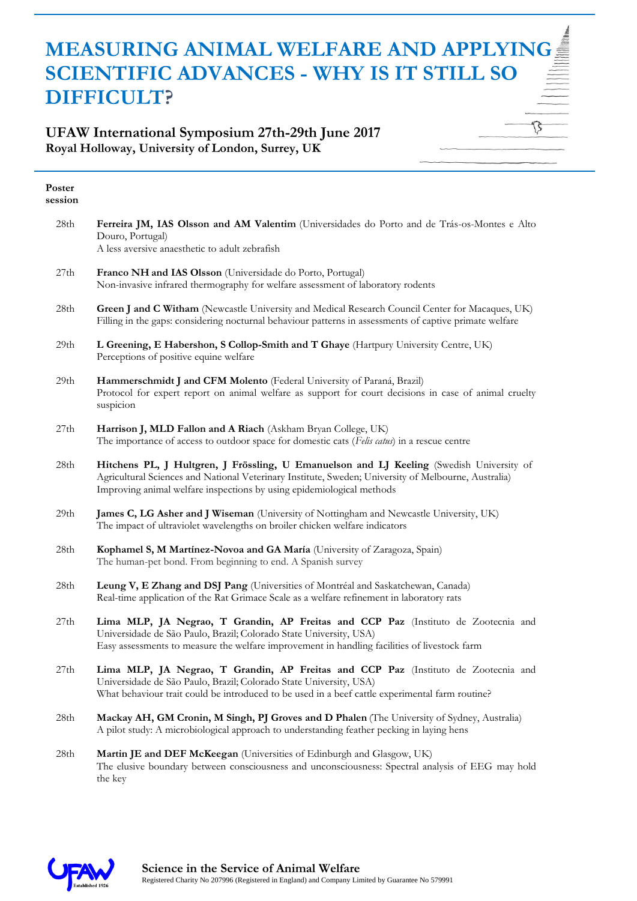# MEASURING ANIMAL WELFARE AND APPLYING SCIENTIFIC ADVANCES - WHY IS IT STILL SO DIFFICULT?

## UFAW International Symposium 27th-29th June 2017
**Royal Holloway, University of London, Surrey, UK**

**Poster session**

| | |
|---|---|
| 28th | **Ferreira JM, IAS Olsson and AM Valentim** (Universidades do Porto and de Trás-os-Montes e Alto Douro, Portugal)<br>A less aversive anaesthetic to adult zebrafish |
| 27th | **Franco NH and IAS Olsson** (Universidade do Porto, Portugal)<br>Non-invasive infrared thermography for welfare assessment of laboratory rodents |
| 28th | **Green J and C Witham** (Newcastle University and Medical Research Council Center for Macaques, UK)<br>Filling in the gaps: considering nocturnal behaviour patterns in assessments of captive primate welfare |
| 29th | **L Greening, E Habershon, S Collop-Smith and T Ghaye** (Hartpury University Centre, UK)<br>Perceptions of positive equine welfare |
| 29th | **Hammerschmidt J and CFM Molento** (Federal University of Paraná, Brazil)<br>Protocol for expert report on animal welfare as support for court decisions in case of animal cruelty suspicion |
| 27th | **Harrison J, MLD Fallon and A Riach** (Askham Bryan College, UK)<br>The importance of access to outdoor space for domestic cats (*Felis catus*) in a rescue centre |
| 28th | **Hitchens PL, J Hultgren, J Frössling, U Emanuelson and LJ Keeling** (Swedish University of Agricultural Sciences and National Veterinary Institute, Sweden; University of Melbourne, Australia)<br>Improving animal welfare inspections by using epidemiological methods |
| 29th | **James C, LG Asher and J Wiseman** (University of Nottingham and Newcastle University, UK)<br>The impact of ultraviolet wavelengths on broiler chicken welfare indicators |
| 28th | **Kophamel S, M Martínez-Novoa and GA María** (University of Zaragoza, Spain)<br>The human-pet bond. From beginning to end. A Spanish survey |
| 28th | **Leung V, E Zhang and DSJ Pang** (Universities of Montréal and Saskatchewan, Canada)<br>Real-time application of the Rat Grimace Scale as a welfare refinement in laboratory rats |
| 27th | **Lima MLP, JA Negrao, T Grandin, AP Freitas and CCP Paz** (Instituto de Zootecnia and Universidade de São Paulo, Brazil; Colorado State University, USA)<br>Easy assessments to measure the welfare improvement in handling facilities of livestock farm |
| 27th | **Lima MLP, JA Negrao, T Grandin, AP Freitas and CCP Paz** (Instituto de Zootecnia and Universidade de São Paulo, Brazil; Colorado State University, USA)<br>What behaviour trait could be introduced to be used in a beef cattle experimental farm routine? |
| 28th | **Mackay AH, GM Cronin, M Singh, PJ Groves and D Phalen** (The University of Sydney, Australia)<br>A pilot study: A microbiological approach to understanding feather pecking in laying hens |
| 28th | **Martin JE and DEF McKeegan** (Universities of Edinburgh and Glasgow, UK)<br>The elusive boundary between consciousness and unconsciousness: Spectral analysis of EEG may hold the key |

**Science in the Service of Animal Welfare**
Registered Charity No 207996 (Registered in England) and Company Limited by Guarantee No 579991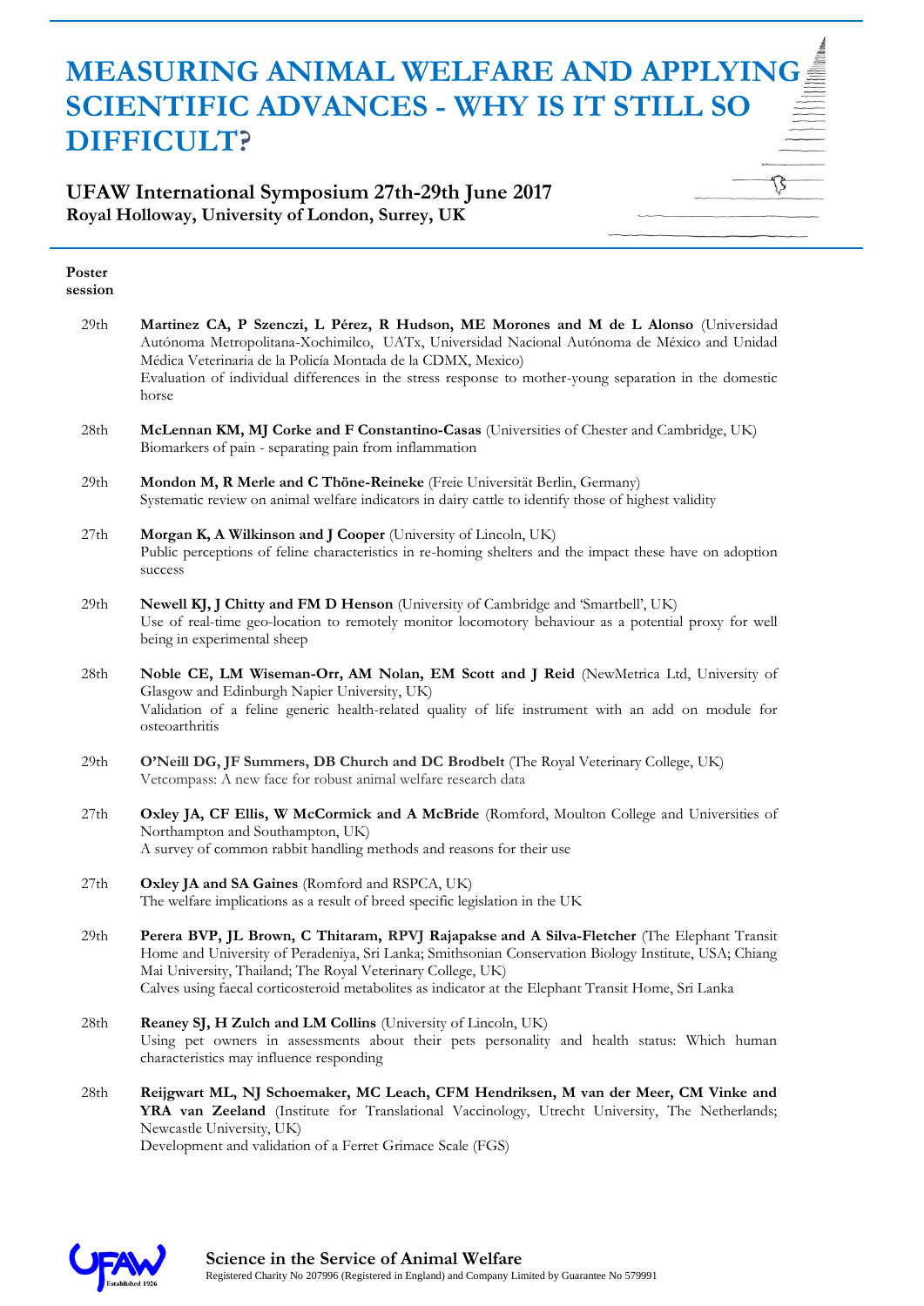# MEASURING ANIMAL WELFARE AND APPLYING SCIENTIFIC ADVANCES - WHY IS IT STILL SO DIFFICULT?

**UFAW International Symposium 27th-29th June 2017**
**Royal Holloway, University of London, Surrey, UK**

**Poster session**

29th — **Martinez CA, P Szenczi, L Pérez, R Hudson, ME Morones and M de L Alonso** (Universidad Autónoma Metropolitana-Xochimilco, UATx, Universidad Nacional Autónoma de México and Unidad Médica Veterinaria de la Policía Montada de la CDMX, Mexico)
Evaluation of individual differences in the stress response to mother-young separation in the domestic horse

28th — **McLennan KM, MJ Corke and F Constantino-Casas** (Universities of Chester and Cambridge, UK)
Biomarkers of pain - separating pain from inflammation

29th — **Mondon M, R Merle and C Thöne-Reineke** (Freie Universität Berlin, Germany)
Systematic review on animal welfare indicators in dairy cattle to identify those of highest validity

27th — **Morgan K, A Wilkinson and J Cooper** (University of Lincoln, UK)
Public perceptions of feline characteristics in re-homing shelters and the impact these have on adoption success

29th — **Newell KJ, J Chitty and FM D Henson** (University of Cambridge and 'Smartbell', UK)
Use of real-time geo-location to remotely monitor locomotory behaviour as a potential proxy for well being in experimental sheep

28th — **Noble CE, LM Wiseman-Orr, AM Nolan, EM Scott and J Reid** (NewMetrica Ltd, University of Glasgow and Edinburgh Napier University, UK)
Validation of a feline generic health-related quality of life instrument with an add on module for osteoarthritis

29th — **O'Neill DG, JF Summers, DB Church and DC Brodbelt** (The Royal Veterinary College, UK)
Vetcompass: A new face for robust animal welfare research data

27th — **Oxley JA, CF Ellis, W McCormick and A McBride** (Romford, Moulton College and Universities of Northampton and Southampton, UK)
A survey of common rabbit handling methods and reasons for their use

27th — **Oxley JA and SA Gaines** (Romford and RSPCA, UK)
The welfare implications as a result of breed specific legislation in the UK

29th — **Perera BVP, JL Brown, C Thitaram, RPVJ Rajapakse and A Silva-Fletcher** (The Elephant Transit Home and University of Peradeniya, Sri Lanka; Smithsonian Conservation Biology Institute, USA; Chiang Mai University, Thailand; The Royal Veterinary College, UK)
Calves using faecal corticosteroid metabolites as indicator at the Elephant Transit Home, Sri Lanka

28th — **Reaney SJ, H Zulch and LM Collins** (University of Lincoln, UK)
Using pet owners in assessments about their pets personality and health status: Which human characteristics may influence responding

28th — **Reijgwart ML, NJ Schoemaker, MC Leach, CFM Hendriksen, M van der Meer, CM Vinke and YRA van Zeeland** (Institute for Translational Vaccinology, Utrecht University, The Netherlands; Newcastle University, UK)
Development and validation of a Ferret Grimace Scale (FGS)

**Science in the Service of Animal Welfare**
Registered Charity No 207996 (Registered in England) and Company Limited by Guarantee No 579991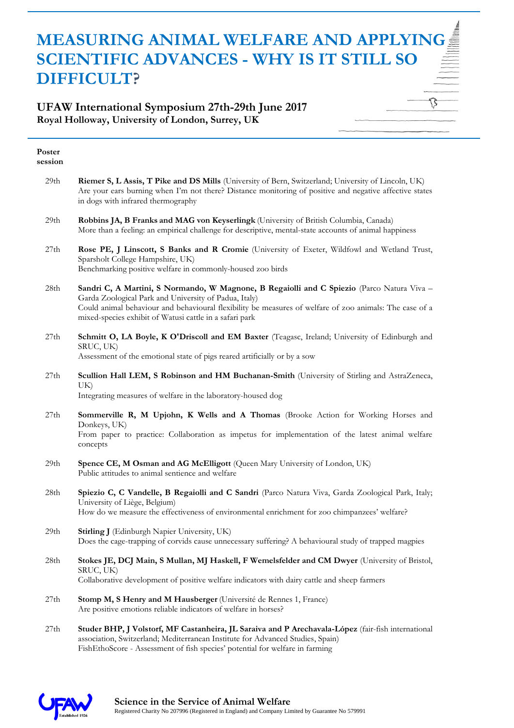# MEASURING ANIMAL WELFARE AND APPLYING SCIENTIFIC ADVANCES - WHY IS IT STILL SO DIFFICULT?

## UFAW International Symposium 27th-29th June 2017
**Royal Holloway, University of London, Surrey, UK**

**Poster session**

| | |
|---|---|
| 29th | **Riemer S, L Assis, T Pike and DS Mills** (University of Bern, Switzerland; University of Lincoln, UK)<br>Are your ears burning when I'm not there? Distance monitoring of positive and negative affective states in dogs with infrared thermography |
| 29th | **Robbins JA, B Franks and MAG von Keyserlingk** (University of British Columbia, Canada)<br>More than a feeling: an empirical challenge for descriptive, mental-state accounts of animal happiness |
| 27th | **Rose PE, J Linscott, S Banks and R Cromie** (University of Exeter, Wildfowl and Wetland Trust, Sparsholt College Hampshire, UK)<br>Benchmarking positive welfare in commonly-housed zoo birds |
| 28th | **Sandri C, A Martini, S Normando, W Magnone, B Regaiolli and C Spiezio** (Parco Natura Viva – Garda Zoological Park and University of Padua, Italy)<br>Could animal behaviour and behavioural flexibility be measures of welfare of zoo animals: The case of a mixed-species exhibit of Watusi cattle in a safari park |
| 27th | **Schmitt O, LA Boyle, K O'Driscoll and EM Baxter** (Teagasc, Ireland; University of Edinburgh and SRUC, UK)<br>Assessment of the emotional state of pigs reared artificially or by a sow |
| 27th | **Scullion Hall LEM, S Robinson and HM Buchanan-Smith** (University of Stirling and AstraZeneca, UK)<br>Integrating measures of welfare in the laboratory-housed dog |
| 27th | **Sommerville R, M Upjohn, K Wells and A Thomas** (Brooke Action for Working Horses and Donkeys, UK)<br>From paper to practice: Collaboration as impetus for implementation of the latest animal welfare concepts |
| 29th | **Spence CE, M Osman and AG McElligott** (Queen Mary University of London, UK)<br>Public attitudes to animal sentience and welfare |
| 28th | **Spiezio C, C Vandelle, B Regaiolli and C Sandri** (Parco Natura Viva, Garda Zoological Park, Italy; University of Liège, Belgium)<br>How do we measure the effectiveness of environmental enrichment for zoo chimpanzees' welfare? |
| 29th | **Stirling J** (Edinburgh Napier University, UK)<br>Does the cage-trapping of corvids cause unnecessary suffering? A behavioural study of trapped magpies |
| 28th | **Stokes JE, DCJ Main, S Mullan, MJ Haskell, F Wemelsfelder and CM Dwyer** (University of Bristol, SRUC, UK)<br>Collaborative development of positive welfare indicators with dairy cattle and sheep farmers |
| 27th | **Stomp M, S Henry and M Hausberger** (Université de Rennes 1, France)<br>Are positive emotions reliable indicators of welfare in horses? |
| 27th | **Studer BHP, J Volstorf, MF Castanheira, JL Saraiva and P Arechavala-López** (fair-fish international association, Switzerland; Mediterranean Institute for Advanced Studies, Spain)<br>FishEthoScore - Assessment of fish species' potential for welfare in farming |

**Science in the Service of Animal Welfare**
Registered Charity No 207996 (Registered in England) and Company Limited by Guarantee No 579991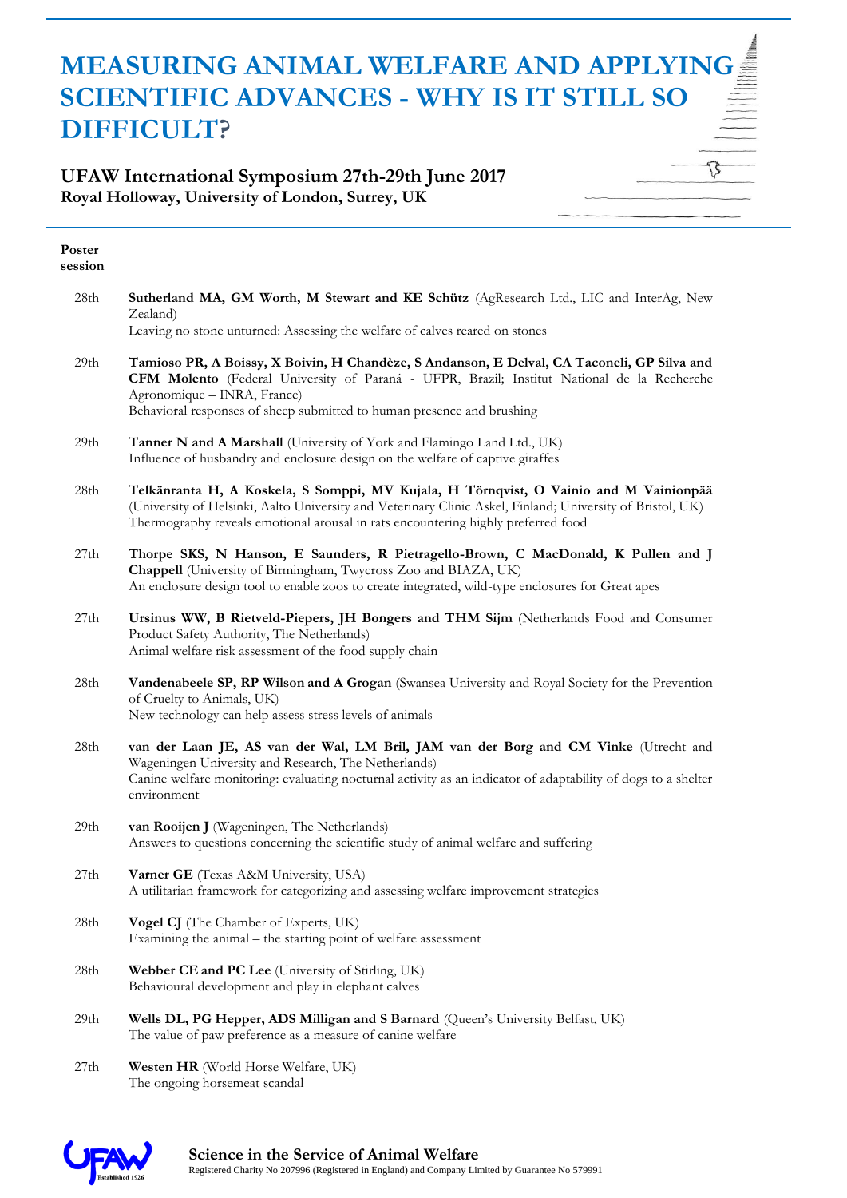# MEASURING ANIMAL WELFARE AND APPLYING SCIENTIFIC ADVANCES - WHY IS IT STILL SO DIFFICULT?

**UFAW International Symposium 27th-29th June 2017**
**Royal Holloway, University of London, Surrey, UK**

| **Poster session** | |
|---|---|
| 28th | **Sutherland MA, GM Worth, M Stewart and KE Schütz** (AgResearch Ltd., LIC and InterAg, New Zealand)<br>Leaving no stone unturned: Assessing the welfare of calves reared on stones |
| 29th | **Tamioso PR, A Boissy, X Boivin, H Chandèze, S Andanson, E Delval, CA Taconeli, GP Silva and CFM Molento** (Federal University of Paraná - UFPR, Brazil; Institut National de la Recherche Agronomique – INRA, France)<br>Behavioral responses of sheep submitted to human presence and brushing |
| 29th | **Tanner N and A Marshall** (University of York and Flamingo Land Ltd., UK)<br>Influence of husbandry and enclosure design on the welfare of captive giraffes |
| 28th | **Telkänranta H, A Koskela, S Somppi, MV Kujala, H Törnqvist, O Vainio and M Vainionpää** (University of Helsinki, Aalto University and Veterinary Clinic Askel, Finland; University of Bristol, UK)<br>Thermography reveals emotional arousal in rats encountering highly preferred food |
| 27th | **Thorpe SKS, N Hanson, E Saunders, R Pietragello-Brown, C MacDonald, K Pullen and J Chappell** (University of Birmingham, Twycross Zoo and BIAZA, UK)<br>An enclosure design tool to enable zoos to create integrated, wild-type enclosures for Great apes |
| 27th | **Ursinus WW, B Rietveld-Piepers, JH Bongers and THM Sijm** (Netherlands Food and Consumer Product Safety Authority, The Netherlands)<br>Animal welfare risk assessment of the food supply chain |
| 28th | **Vandenabeele SP, RP Wilson and A Grogan** (Swansea University and Royal Society for the Prevention of Cruelty to Animals, UK)<br>New technology can help assess stress levels of animals |
| 28th | **van der Laan JE, AS van der Wal, LM Bril, JAM van der Borg and CM Vinke** (Utrecht and Wageningen University and Research, The Netherlands)<br>Canine welfare monitoring: evaluating nocturnal activity as an indicator of adaptability of dogs to a shelter environment |
| 29th | **van Rooijen J** (Wageningen, The Netherlands)<br>Answers to questions concerning the scientific study of animal welfare and suffering |
| 27th | **Varner GE** (Texas A&M University, USA)<br>A utilitarian framework for categorizing and assessing welfare improvement strategies |
| 28th | **Vogel CJ** (The Chamber of Experts, UK)<br>Examining the animal – the starting point of welfare assessment |
| 28th | **Webber CE and PC Lee** (University of Stirling, UK)<br>Behavioural development and play in elephant calves |
| 29th | **Wells DL, PG Hepper, ADS Milligan and S Barnard** (Queen's University Belfast, UK)<br>The value of paw preference as a measure of canine welfare |
| 27th | **Westen HR** (World Horse Welfare, UK)<br>The ongoing horsemeat scandal |

**Science in the Service of Animal Welfare**
Registered Charity No 207996 (Registered in England) and Company Limited by Guarantee No 579991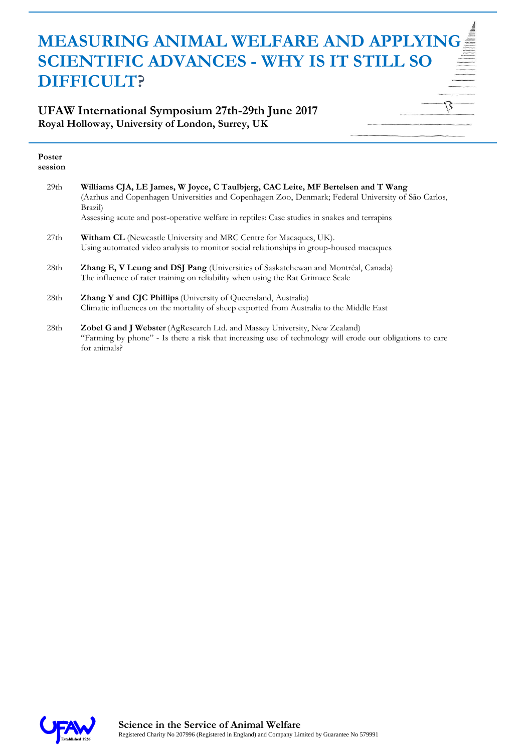# MEASURING ANIMAL WELFARE AND APPLYING SCIENTIFIC ADVANCES - WHY IS IT STILL SO DIFFICULT?

## UFAW International Symposium 27th-29th June 2017

**Royal Holloway, University of London, Surrey, UK**

**Poster session**

| | |
|---|---|
| 29th | **Williams CJA, LE James, W Joyce, C Taulbjerg, CAC Leite, MF Bertelsen and T Wang** (Aarhus and Copenhagen Universities and Copenhagen Zoo, Denmark; Federal University of São Carlos, Brazil)<br>Assessing acute and post-operative welfare in reptiles: Case studies in snakes and terrapins |
| 27th | **Witham CL** (Newcastle University and MRC Centre for Macaques, UK).<br>Using automated video analysis to monitor social relationships in group-housed macaques |
| 28th | **Zhang E, V Leung and DSJ Pang** (Universities of Saskatchewan and Montréal, Canada)<br>The influence of rater training on reliability when using the Rat Grimace Scale |
| 28th | **Zhang Y and CJC Phillips** (University of Queensland, Australia)<br>Climatic influences on the mortality of sheep exported from Australia to the Middle East |
| 28th | **Zobel G and J Webster** (AgResearch Ltd. and Massey University, New Zealand)<br>"Farming by phone" - Is there a risk that increasing use of technology will erode our obligations to care for animals? |

**Science in the Service of Animal Welfare**

Registered Charity No 207996 (Registered in England) and Company Limited by Guarantee No 579991